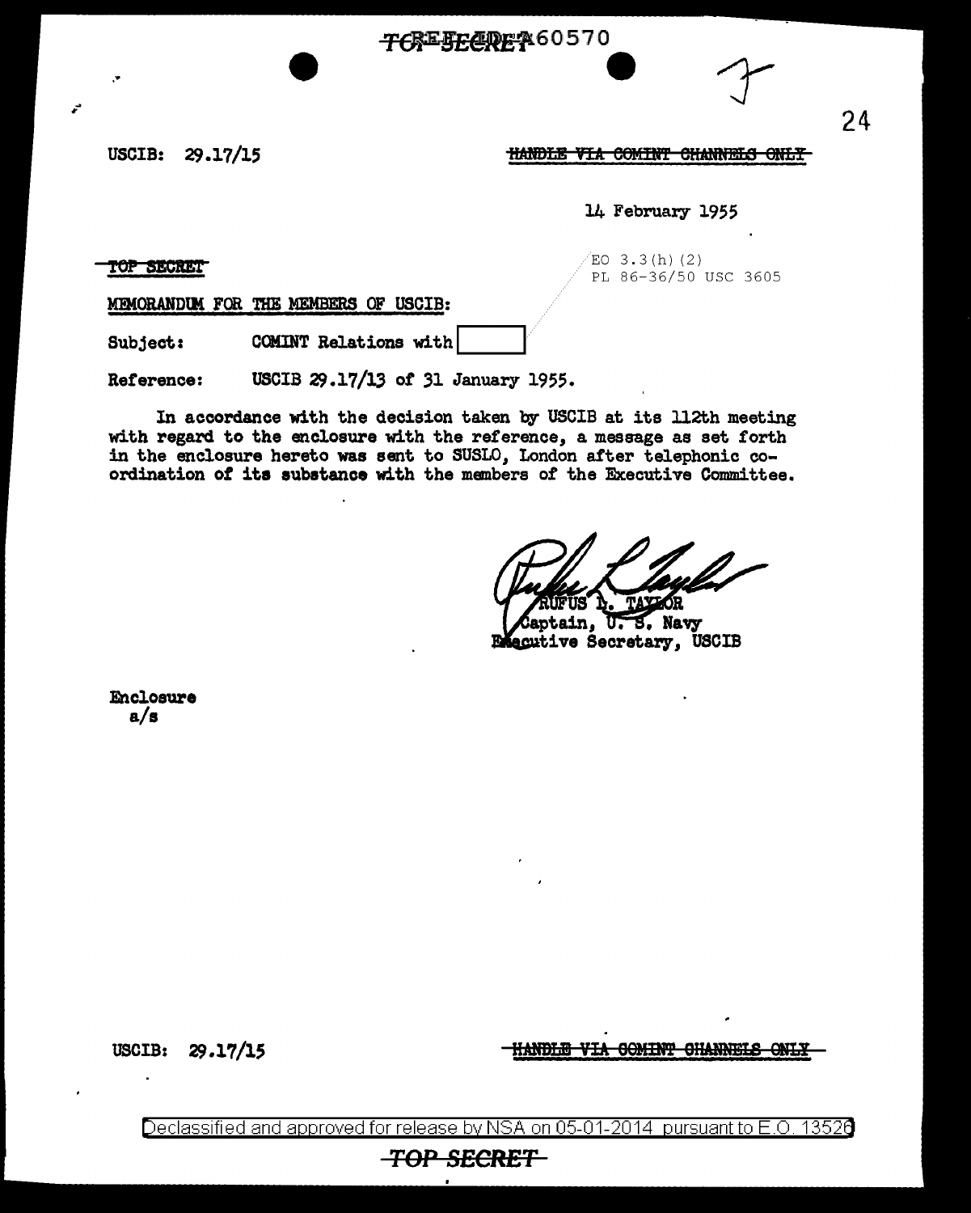TOP SECRET REF ID:A60570

USCIB: 29.17/15

~~HANDLE VIA COMINT CHANNELS ONLY~~

14 February 1955

~~TOP SECRET~~

EO 3.3(h)(2)
PL 86-36/50 USC 3605

MEMORANDUM FOR THE MEMBERS OF USCIB:

Subject: COMINT Relations with [ ]

Reference: USCIB 29.17/13 of 31 January 1955.

In accordance with the decision taken by USCIB at its 112th meeting with regard to the enclosure with the reference, a message as set forth in the enclosure hereto was sent to SUSLO, London after telephonic coordination of its substance with the members of the Executive Committee.

RUFUS L. TAYLOR
Captain, U. S. Navy
Executive Secretary, USCIB

Enclosure
a/s

USCIB: 29.17/15

~~HANDLE VIA COMINT CHANNELS ONLY~~

Declassified and approved for release by NSA on 05-01-2014 pursuant to E.O. 13526

~~TOP SECRET~~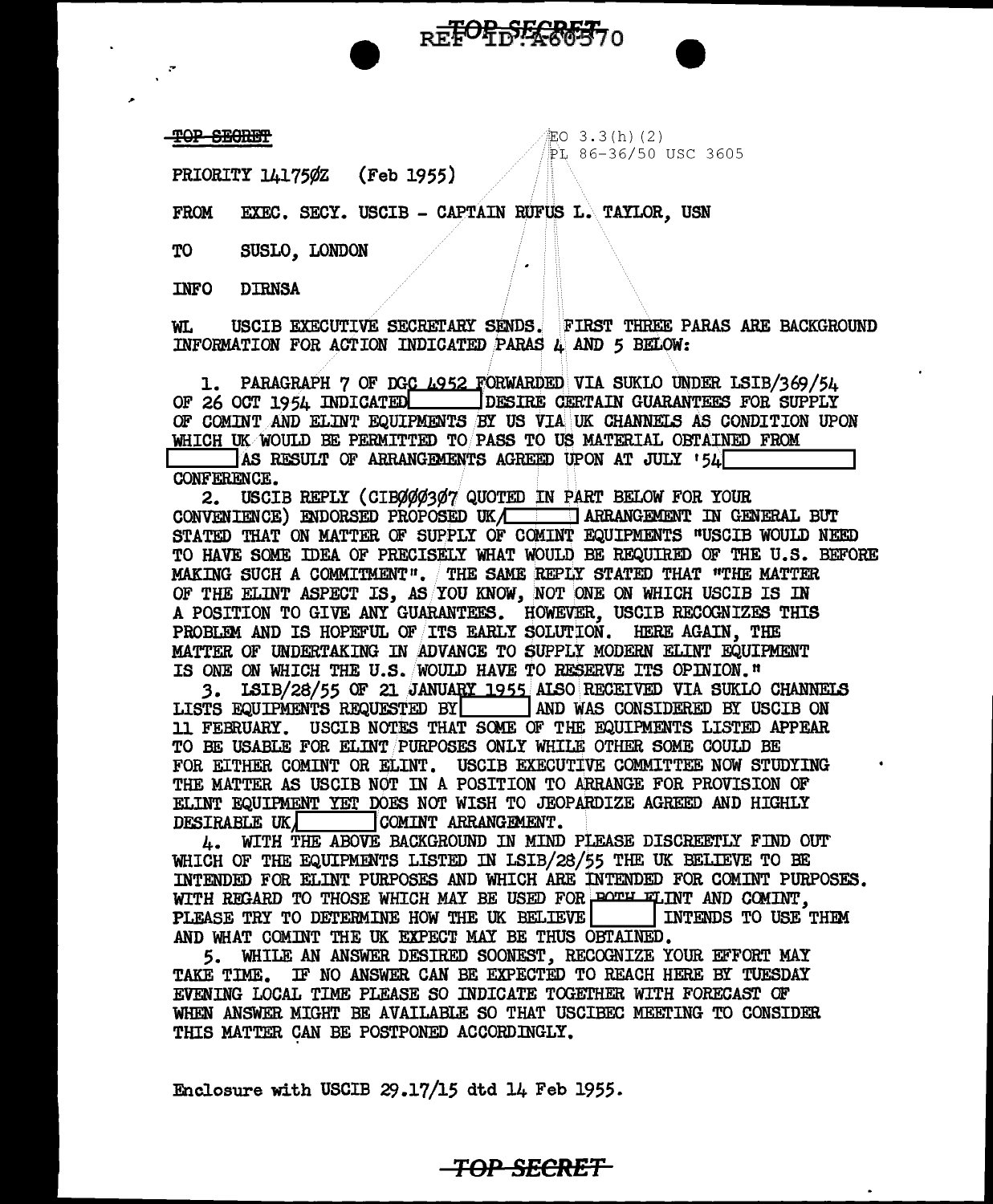TOP SECRET

EO 3.3(h)(2)
PL 86-36/50 USC 3605

PRIORITY 141750Z (Feb 1955)

FROM EXEC. SECY. USCIB - CAPTAIN RUFUS L. TAYLOR, USN

TO SUSLO, LONDON

INFO DIRNSA

WL USCIB EXECUTIVE SECRETARY SENDS. FIRST THREE PARAS ARE BACKGROUND INFORMATION FOR ACTION INDICATED PARAS 4 AND 5 BELOW:

1. PARAGRAPH 7 OF DGC 4952 FORWARDED VIA SUKLO UNDER LSIB/369/54 OF 26 OCT 1954 INDICATED [ ] DESIRE CERTAIN GUARANTEES FOR SUPPLY OF COMINT AND ELINT EQUIPMENTS BY US VIA UK CHANNELS AS CONDITION UPON WHICH UK WOULD BE PERMITTED TO PASS TO US MATERIAL OBTAINED FROM [ ] AS RESULT OF ARRANGEMENTS AGREED UPON AT JULY '54 [ ] CONFERENCE.

2. USCIB REPLY (CIB000307 QUOTED IN PART BELOW FOR YOUR CONVENIENCE) ENDORSED PROPOSED UK/[ ] ARRANGEMENT IN GENERAL BUT STATED THAT ON MATTER OF SUPPLY OF COMINT EQUIPMENTS "USCIB WOULD NEED TO HAVE SOME IDEA OF PRECISELY WHAT WOULD BE REQUIRED OF THE U.S. BEFORE MAKING SUCH A COMMITMENT". THE SAME REPLY STATED THAT "THE MATTER OF THE ELINT ASPECT IS, AS YOU KNOW, NOT ONE ON WHICH USCIB IS IN A POSITION TO GIVE ANY GUARANTEES. HOWEVER, USCIB RECOGNIZES THIS PROBLEM AND IS HOPEFUL OF ITS EARLY SOLUTION. HERE AGAIN, THE MATTER OF UNDERTAKING IN ADVANCE TO SUPPLY MODERN ELINT EQUIPMENT IS ONE ON WHICH THE U.S. WOULD HAVE TO RESERVE ITS OPINION."

3. LSIB/28/55 OF 21 JANUARY 1955 ALSO RECEIVED VIA SUKLO CHANNELS LISTS EQUIPMENTS REQUESTED BY [ ] AND WAS CONSIDERED BY USCIB ON 11 FEBRUARY. USCIB NOTES THAT SOME OF THE EQUIPMENTS LISTED APPEAR TO BE USABLE FOR ELINT PURPOSES ONLY WHILE OTHER SOME COULD BE FOR EITHER COMINT OR ELINT. USCIB EXECUTIVE COMMITTEE NOW STUDYING THE MATTER AS USCIB NOT IN A POSITION TO ARRANGE FOR PROVISION OF ELINT EQUIPMENT YET DOES NOT WISH TO JEOPARDIZE AGREED AND HIGHLY DESIRABLE UK/[ ] COMINT ARRANGEMENT.

4. WITH THE ABOVE BACKGROUND IN MIND PLEASE DISCREETLY FIND OUT WHICH OF THE EQUIPMENTS LISTED IN LSIB/28/55 THE UK BELIEVE TO BE INTENDED FOR ELINT PURPOSES AND WHICH ARE INTENDED FOR COMINT PURPOSES. WITH REGARD TO THOSE WHICH MAY BE USED FOR BOTH ELINT AND COMINT, PLEASE TRY TO DETERMINE HOW THE UK BELIEVE [ ] INTENDS TO USE THEM AND WHAT COMINT THE UK EXPECT MAY BE THUS OBTAINED.

5. WHILE AN ANSWER DESIRED SOONEST, RECOGNIZE YOUR EFFORT MAY TAKE TIME. IF NO ANSWER CAN BE EXPECTED TO REACH HERE BY TUESDAY EVENING LOCAL TIME PLEASE SO INDICATE TOGETHER WITH FORECAST OF WHEN ANSWER MIGHT BE AVAILABLE SO THAT USCIBEC MEETING TO CONSIDER THIS MATTER CAN BE POSTPONED ACCORDINGLY.

Enclosure with USCIB 29.17/15 dtd 14 Feb 1955.

TOP SECRET